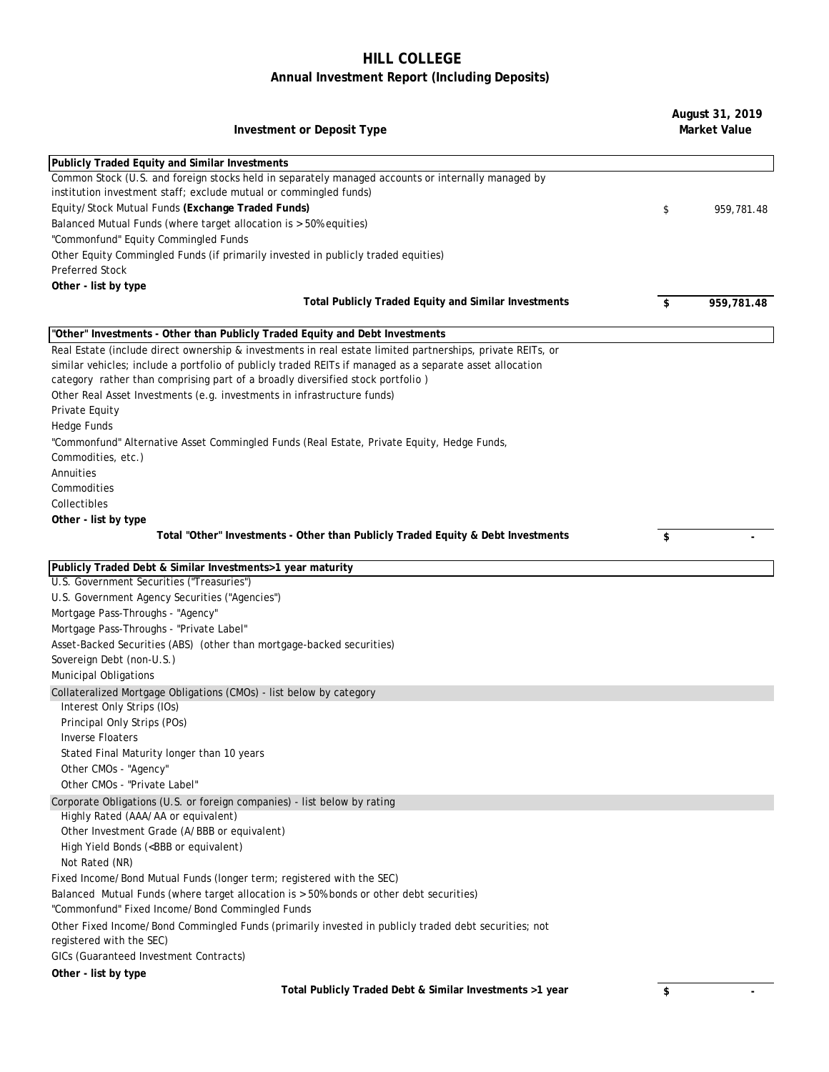# HILL COLLEGE

## Annual Investment Report (Including Deposits)

| Investment or Deposit Type | | August 31, 2019 Market Value |
|---|---|---|
| **Publicly Traded Equity and Similar Investments** | | |
| Common Stock (U.S. and foreign stocks held in separately managed accounts or internally managed by institution investment staff; exclude mutual or commingled funds) | | |
| Equity/Stock Mutual Funds **(Exchange Traded Funds)** | $ | 959,781.48 |
| Balanced Mutual Funds (where target allocation is > 50% equities) | | |
| "Commonfund" Equity Commingled Funds | | |
| Other Equity Commingled Funds (if primarily invested in publicly traded equities) | | |
| Preferred Stock | | |
| **Other - list by type** | | |
| **Total Publicly Traded Equity and Similar Investments** | **$** | **959,781.48** |
| **"Other" Investments - Other than Publicly Traded Equity and Debt Investments** | | |
| Real Estate (include direct ownership & investments in real estate limited partnerships, private REITs, or similar vehicles; include a portfolio of publicly traded REITs if managed as a separate asset allocation category rather than comprising part of a broadly diversified stock portfolio ) | | |
| Other Real Asset Investments (e.g. investments in infrastructure funds) | | |
| Private Equity | | |
| Hedge Funds | | |
| "Commonfund" Alternative Asset Commingled Funds (Real Estate, Private Equity, Hedge Funds, Commodities, etc.) | | |
| Annuities | | |
| Commodities | | |
| Collectibles | | |
| **Other - list by type** | | |
| **Total "Other" Investments - Other than Publicly Traded Equity & Debt Investments** | **$** | **-** |
| **Publicly Traded Debt & Similar Investments>1 year maturity** | | |
| U.S. Government Securities ("Treasuries") | | |
| U.S. Government Agency Securities ("Agencies") | | |
| Mortgage Pass-Throughs - "Agency" | | |
| Mortgage Pass-Throughs - "Private Label" | | |
| Asset-Backed Securities (ABS) (other than mortgage-backed securities) | | |
| Sovereign Debt (non-U.S.) | | |
| Municipal Obligations | | |
| Collateralized Mortgage Obligations (CMOs) - list below by category | | |
| Interest Only Strips (IOs) | | |
| Principal Only Strips (POs) | | |
| Inverse Floaters | | |
| Stated Final Maturity longer than 10 years | | |
| Other CMOs - "Agency" | | |
| Other CMOs - "Private Label" | | |
| Corporate Obligations (U.S. or foreign companies) - list below by rating | | |
| Highly Rated (AAA/AA or equivalent) | | |
| Other Investment Grade (A/BBB or equivalent) | | |
| High Yield Bonds (<BBB or equivalent) | | |
| Not Rated (NR) | | |
| Fixed Income/Bond Mutual Funds (longer term; registered with the SEC) | | |
| Balanced Mutual Funds (where target allocation is > 50% bonds or other debt securities) | | |
| "Commonfund" Fixed Income/Bond Commingled Funds | | |
| Other Fixed Income/Bond Commingled Funds (primarily invested in publicly traded debt securities; not registered with the SEC) | | |
| GICs (Guaranteed Investment Contracts) | | |
| **Other - list by type** | | |
| **Total Publicly Traded Debt & Similar Investments >1 year** | **$** | **-** |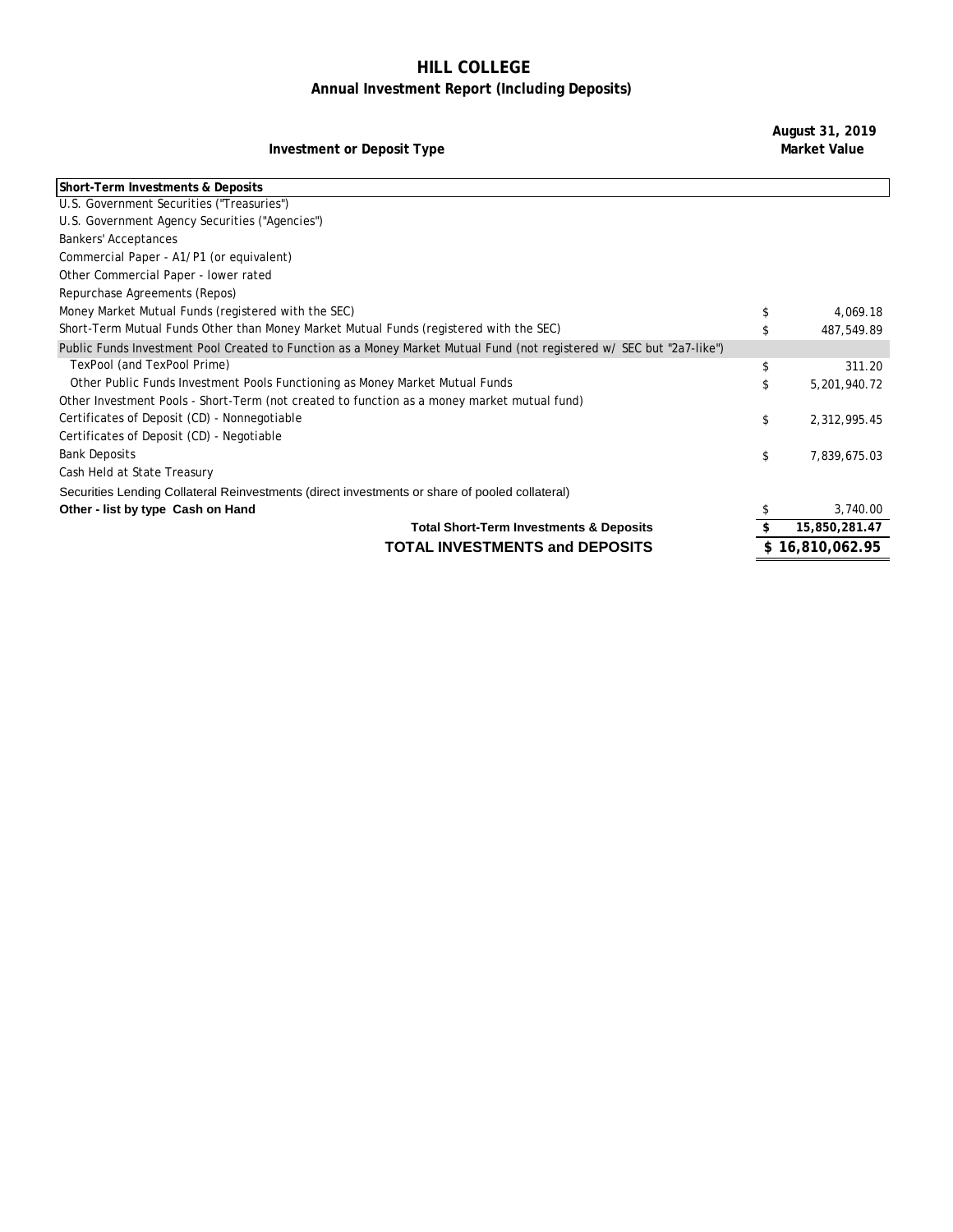# HILL COLLEGE

## Annual Investment Report (Including Deposits)

| Investment or Deposit Type | August 31, 2019 Market Value |
|---|---|
| **Short-Term Investments & Deposits** | |
| U.S. Government Securities ("Treasuries") | |
| U.S. Government Agency Securities ("Agencies") | |
| Bankers' Acceptances | |
| Commercial Paper - A1/P1 (or equivalent) | |
| Other Commercial Paper - lower rated | |
| Repurchase Agreements (Repos) | |
| Money Market Mutual Funds (registered with the SEC) | $ 4,069.18 |
| Short-Term Mutual Funds Other than Money Market Mutual Funds (registered with the SEC) | $ 487,549.89 |
| Public Funds Investment Pool Created to Function as a Money Market Mutual Fund (not registered w/ SEC but "2a7-like") | |
| TexPool (and TexPool Prime) | $ 311.20 |
| Other Public Funds Investment Pools Functioning as Money Market Mutual Funds | $ 5,201,940.72 |
| Other Investment Pools - Short-Term (not created to function as a money market mutual fund) | |
| Certificates of Deposit (CD) - Nonnegotiable | $ 2,312,995.45 |
| Certificates of Deposit (CD) - Negotiable | |
| Bank Deposits | $ 7,839,675.03 |
| Cash Held at State Treasury | |
| Securities Lending Collateral Reinvestments (direct investments or share of pooled collateral) | |
| **Other - list by type Cash on Hand** | $ 3,740.00 |
| **Total Short-Term Investments & Deposits** | **$ 15,850,281.47** |
| **TOTAL INVESTMENTS and DEPOSITS** | **$ 16,810,062.95** |